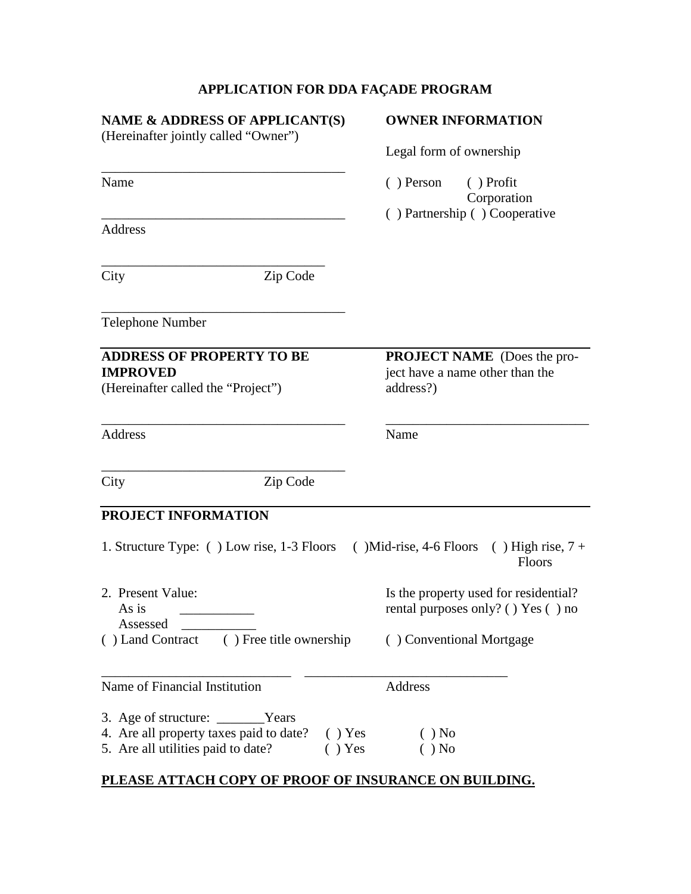# APPLICATION FOR DDA FAÇADE PROGRAM

**NAME & ADDRESS OF APPLICANT(S)**
(Hereinafter jointly called "Owner")

___________________________________
Name

___________________________________
Address

________________________________
City Zip Code

___________________________________
Telephone Number

**OWNER INFORMATION**

Legal form of ownership

( ) Person ( ) Profit Corporation
( ) Partnership ( ) Cooperative

**ADDRESS OF PROPERTY TO BE IMPROVED**
(Hereinafter called the "Project")

___________________________________
Address

___________________________________
City Zip Code

**PROJECT NAME** (Does the project have a name other than the address?)

_____________________________
Name

**PROJECT INFORMATION**

1. Structure Type: ( ) Low rise, 1-3 Floors ( )Mid-rise, 4-6 Floors ( ) High rise, 7 + Floors

2. Present Value:
   As is ___________
   Assessed ___________

Is the property used for residential? rental purposes only? ( ) Yes ( ) no

( ) Land Contract ( ) Free title ownership ( ) Conventional Mortgage

___________________________ _____________________________
Name of Financial Institution Address

3. Age of structure: _______Years
4. Are all property taxes paid to date? ( ) Yes ( ) No
5. Are all utilities paid to date? ( ) Yes ( ) No

**<u>PLEASE ATTACH COPY OF PROOF OF INSURANCE ON BUILDING.</u>**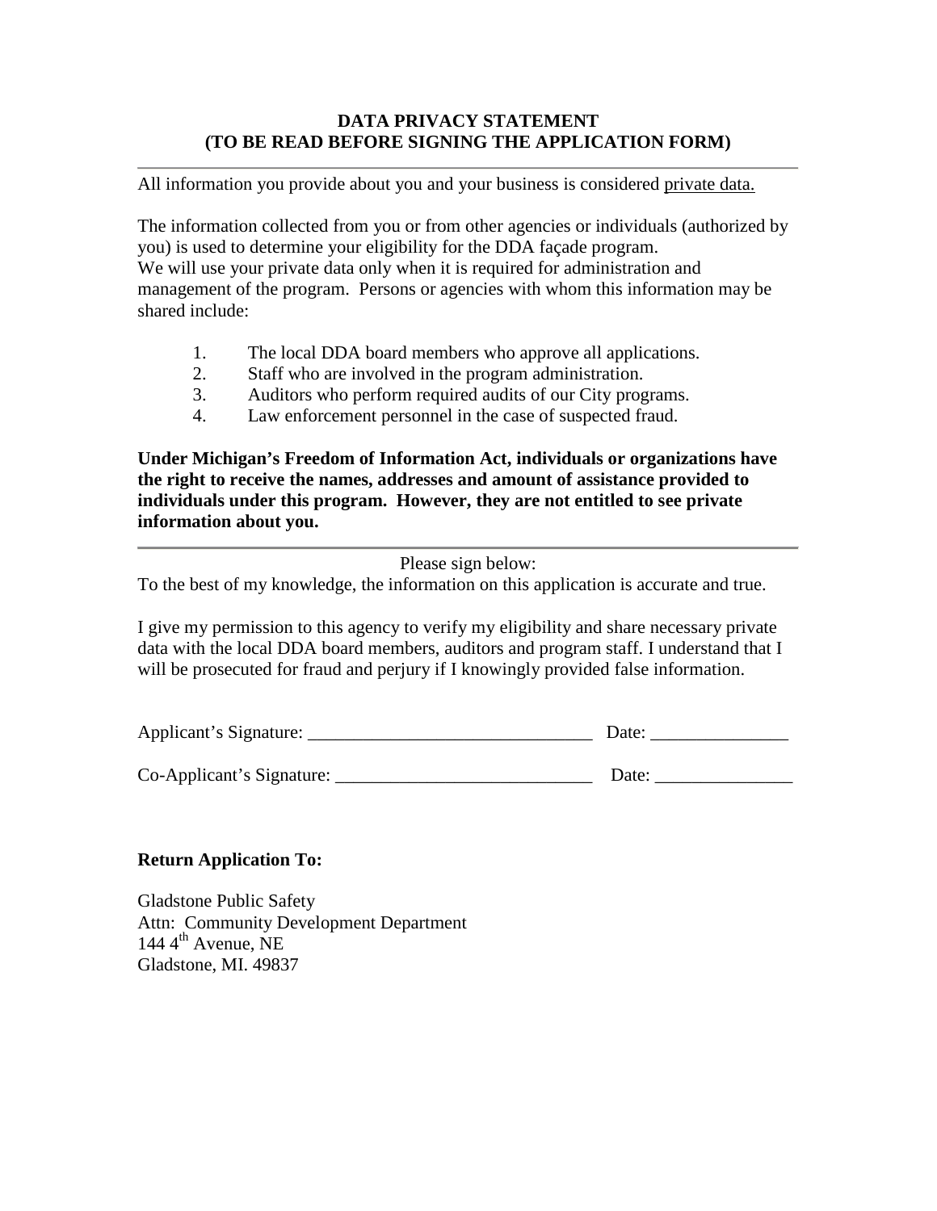# DATA PRIVACY STATEMENT
# (TO BE READ BEFORE SIGNING THE APPLICATION FORM)

---

All information you provide about you and your business is considered private data.

The information collected from you or from other agencies or individuals (authorized by you) is used to determine your eligibility for the DDA façade program.
We will use your private data only when it is required for administration and management of the program. Persons or agencies with whom this information may be shared include:

1. The local DDA board members who approve all applications.
2. Staff who are involved in the program administration.
3. Auditors who perform required audits of our City programs.
4. Law enforcement personnel in the case of suspected fraud.

**Under Michigan's Freedom of Information Act, individuals or organizations have the right to receive the names, addresses and amount of assistance provided to individuals under this program. However, they are not entitled to see private information about you.**

---

Please sign below:

To the best of my knowledge, the information on this application is accurate and true.

I give my permission to this agency to verify my eligibility and share necessary private data with the local DDA board members, auditors and program staff. I understand that I will be prosecuted for fraud and perjury if I knowingly provided false information.

Applicant's Signature: _______________________________ Date: _______________

Co-Applicant's Signature: ____________________________ Date: _______________

**Return Application To:**

Gladstone Public Safety
Attn: Community Development Department
144 4th Avenue, NE
Gladstone, MI. 49837